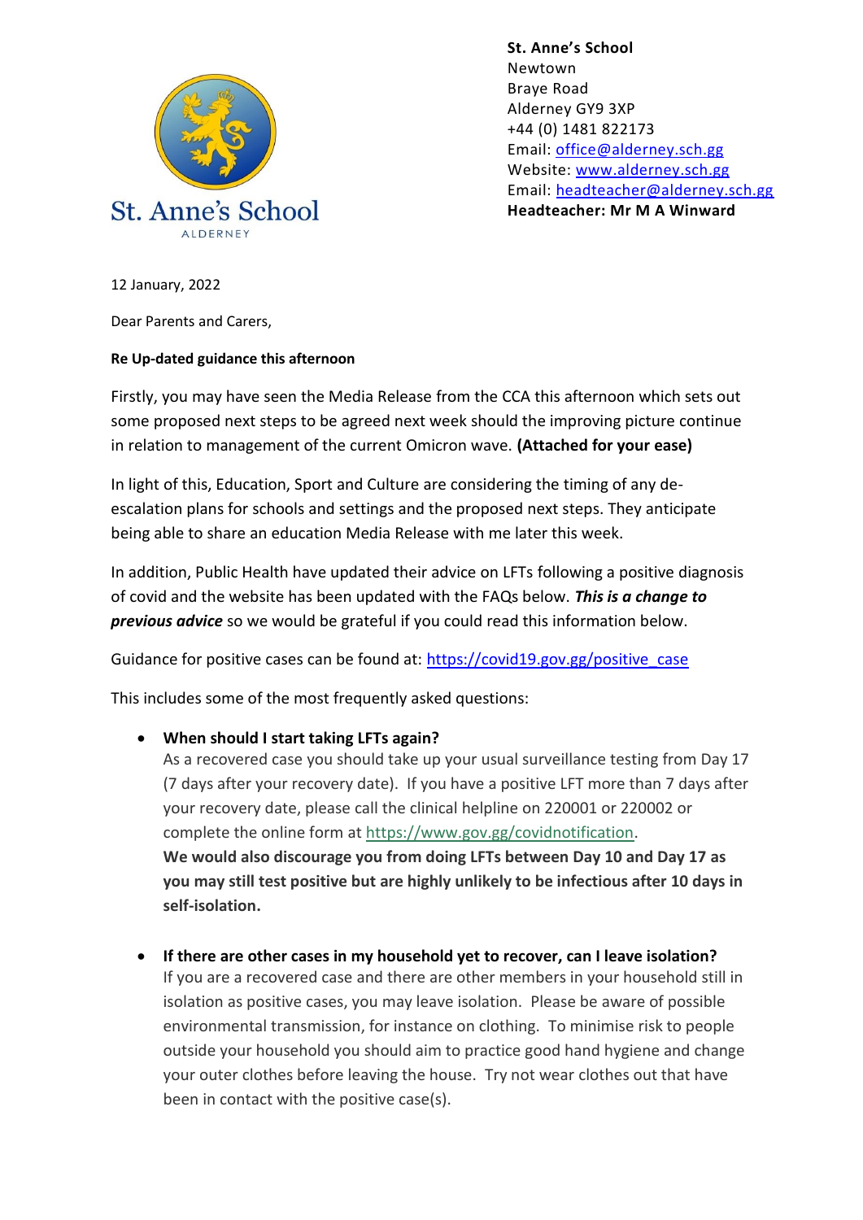St. Anne's School
ALDERNEY

**St. Anne's School**
Newtown
Braye Road
Alderney GY9 3XP
+44 (0) 1481 822173
Email: [office@alderney.sch.gg](mailto:office@alderney.sch.gg)
Website: [www.alderney.sch.gg](http://www.alderney.sch.gg)
Email: [headteacher@alderney.sch.gg](mailto:headteacher@alderney.sch.gg)
**Headteacher: Mr M A Winward**

12 January, 2022

Dear Parents and Carers,

**Re Up-dated guidance this afternoon**

Firstly, you may have seen the Media Release from the CCA this afternoon which sets out some proposed next steps to be agreed next week should the improving picture continue in relation to management of the current Omicron wave. **(Attached for your ease)**

In light of this, Education, Sport and Culture are considering the timing of any de-escalation plans for schools and settings and the proposed next steps. They anticipate being able to share an education Media Release with me later this week.

In addition, Public Health have updated their advice on LFTs following a positive diagnosis of covid and the website has been updated with the FAQs below. ***This is a change to previous advice*** so we would be grateful if you could read this information below.

Guidance for positive cases can be found at: [https://covid19.gov.gg/positive_case](https://covid19.gov.gg/positive_case)

This includes some of the most frequently asked questions:

- **When should I start taking LFTs again?**
  As a recovered case you should take up your usual surveillance testing from Day 17 (7 days after your recovery date). If you have a positive LFT more than 7 days after your recovery date, please call the clinical helpline on 220001 or 220002 or complete the online form at [https://www.gov.gg/covidnotification](https://www.gov.gg/covidnotification).
  **We would also discourage you from doing LFTs between Day 10 and Day 17 as you may still test positive but are highly unlikely to be infectious after 10 days in self-isolation.**

- **If there are other cases in my household yet to recover, can I leave isolation?**
  If you are a recovered case and there are other members in your household still in isolation as positive cases, you may leave isolation. Please be aware of possible environmental transmission, for instance on clothing. To minimise risk to people outside your household you should aim to practice good hand hygiene and change your outer clothes before leaving the house. Try not wear clothes out that have been in contact with the positive case(s).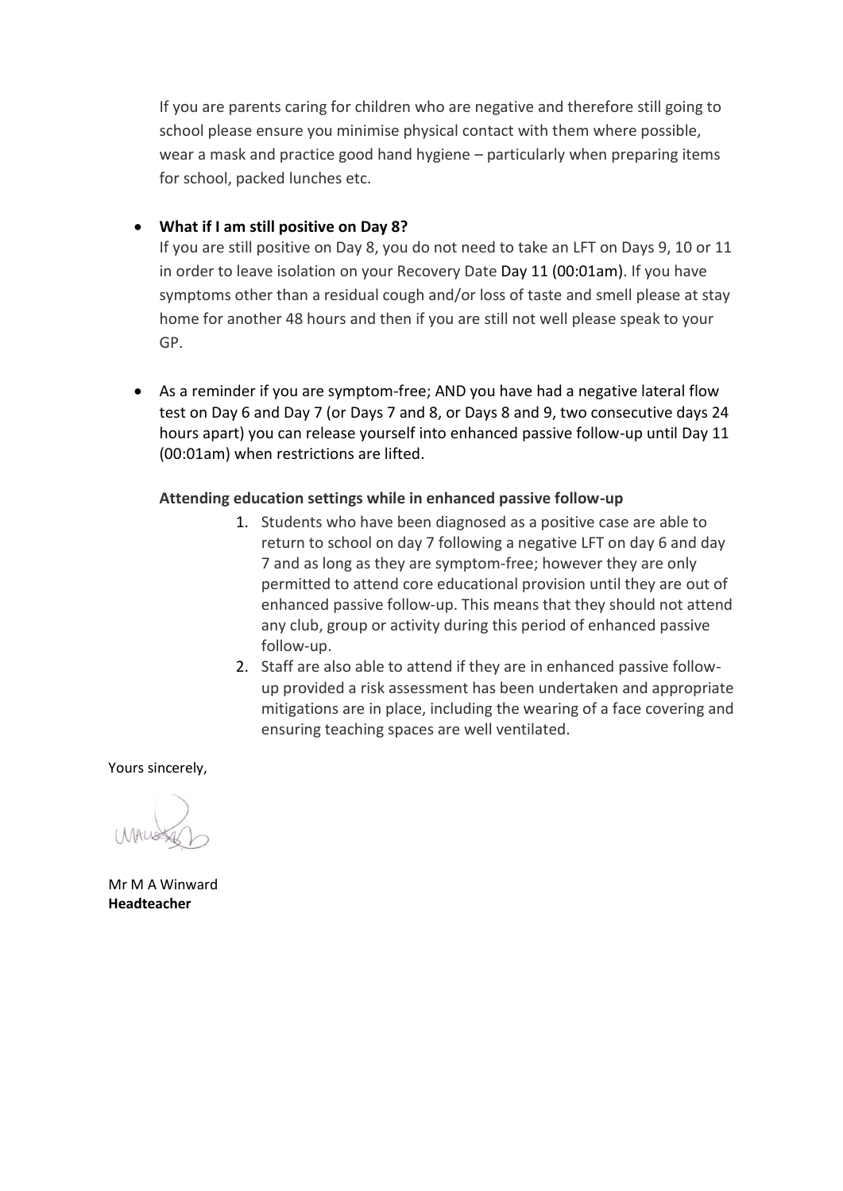If you are parents caring for children who are negative and therefore still going to school please ensure you minimise physical contact with them where possible, wear a mask and practice good hand hygiene – particularly when preparing items for school, packed lunches etc.

- **What if I am still positive on Day 8?**

  If you are still positive on Day 8, you do not need to take an LFT on Days 9, 10 or 11 in order to leave isolation on your Recovery Date Day 11 (00:01am). If you have symptoms other than a residual cough and/or loss of taste and smell please at stay home for another 48 hours and then if you are still not well please speak to your GP.

- As a reminder if you are symptom-free; AND you have had a negative lateral flow test on Day 6 and Day 7 (or Days 7 and 8, or Days 8 and 9, two consecutive days 24 hours apart) you can release yourself into enhanced passive follow-up until Day 11 (00:01am) when restrictions are lifted.

  **Attending education settings while in enhanced passive follow-up**

  1. Students who have been diagnosed as a positive case are able to return to school on day 7 following a negative LFT on day 6 and day 7 and as long as they are symptom-free; however they are only permitted to attend core educational provision until they are out of enhanced passive follow-up. This means that they should not attend any club, group or activity during this period of enhanced passive follow-up.
  2. Staff are also able to attend if they are in enhanced passive follow-up provided a risk assessment has been undertaken and appropriate mitigations are in place, including the wearing of a face covering and ensuring teaching spaces are well ventilated.

Yours sincerely,

Mr M A Winward
**Headteacher**